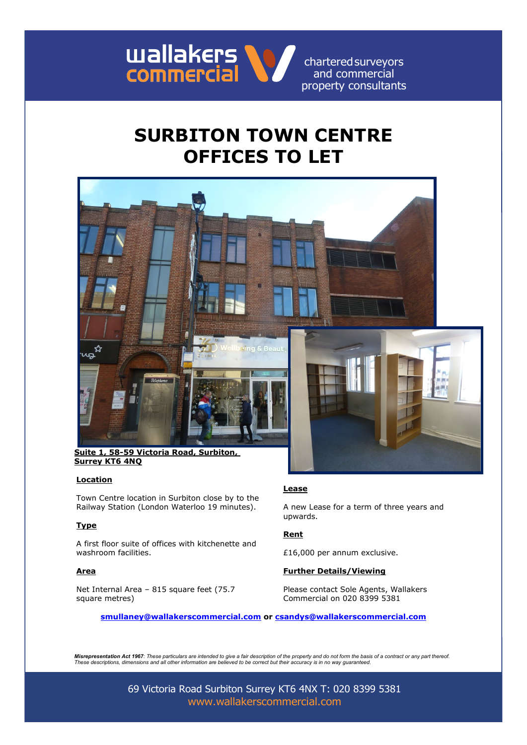wallakers commercial

chartered surveyors and commercial property consultants

# SURBITON TOWN CENTRE OFFICES TO LET

**Suite 1, 58-59 Victoria Road, Surbiton, Surrey KT6 4NQ**

**Location**

Town Centre location in Surbiton close by to the Railway Station (London Waterloo 19 minutes).

**Type**

A first floor suite of offices with kitchenette and washroom facilities.

**Area**

Net Internal Area – 815 square feet (75.7 square metres)

**Lease**

A new Lease for a term of three years and upwards.

**Rent**

£16,000 per annum exclusive.

**Further Details/Viewing**

Please contact Sole Agents, Wallakers Commercial on 020 8399 5381

**smullaney@wallakerscommercial.com** or **csandys@wallakerscommercial.com**

***Misrepresentation Act 1967****: These particulars are intended to give a fair description of the property and do not form the basis of a contract or any part thereof. These descriptions, dimensions and all other information are believed to be correct but their accuracy is in no way guaranteed.*

69 Victoria Road Surbiton Surrey KT6 4NX T: 020 8399 5381
www.wallakerscommercial.com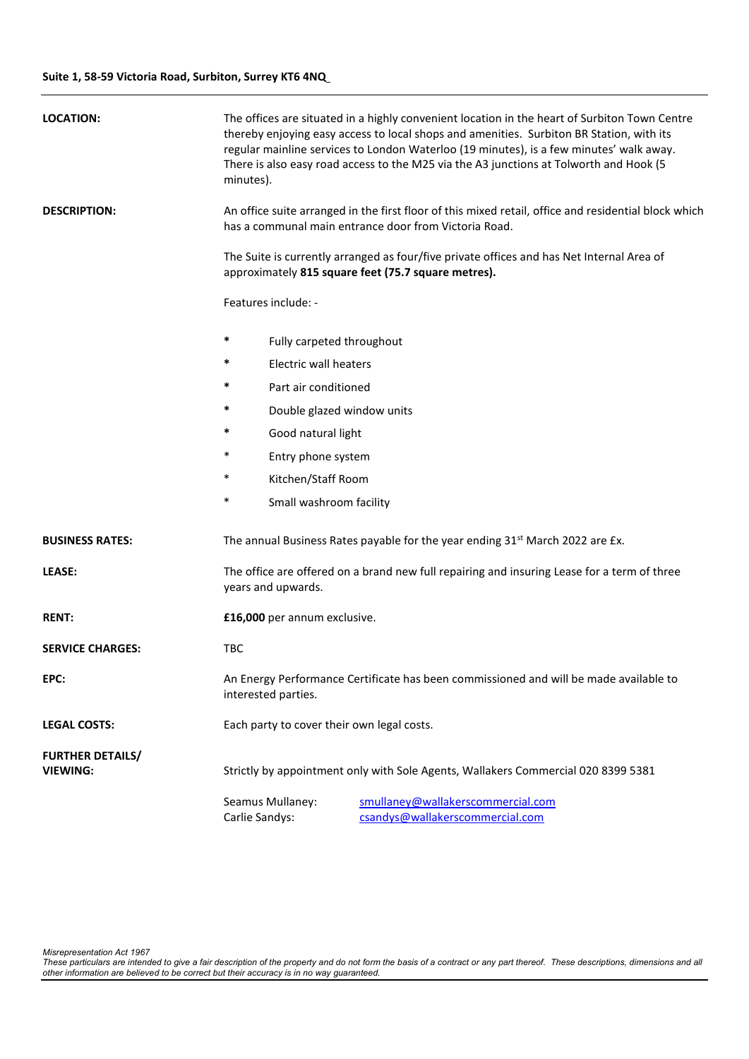**Suite 1, 58-59 Victoria Road, Surbiton, Surrey KT6 4NQ**

**LOCATION:** The offices are situated in a highly convenient location in the heart of Surbiton Town Centre thereby enjoying easy access to local shops and amenities. Surbiton BR Station, with its regular mainline services to London Waterloo (19 minutes), is a few minutes' walk away. There is also easy road access to the M25 via the A3 junctions at Tolworth and Hook (5 minutes).

**DESCRIPTION:** An office suite arranged in the first floor of this mixed retail, office and residential block which has a communal main entrance door from Victoria Road.

The Suite is currently arranged as four/five private offices and has Net Internal Area of approximately **815 square feet (75.7 square metres).**

Features include: -

- Fully carpeted throughout
- Electric wall heaters
- Part air conditioned
- Double glazed window units
- Good natural light
- Entry phone system
- Kitchen/Staff Room
- Small washroom facility

**BUSINESS RATES:** The annual Business Rates payable for the year ending 31st March 2022 are £x.

**LEASE:** The office are offered on a brand new full repairing and insuring Lease for a term of three years and upwards.

**RENT:** **£16,000** per annum exclusive.

**SERVICE CHARGES:** TBC

**EPC:** An Energy Performance Certificate has been commissioned and will be made available to interested parties.

**LEGAL COSTS:** Each party to cover their own legal costs.

**FURTHER DETAILS/ VIEWING:** Strictly by appointment only with Sole Agents, Wallakers Commercial 020 8399 5381

Seamus Mullaney: smullaney@wallakerscommercial.com
Carlie Sandys: csandys@wallakerscommercial.com

*Misrepresentation Act 1967*
*These particulars are intended to give a fair description of the property and do not form the basis of a contract or any part thereof. These descriptions, dimensions and all other information are believed to be correct but their accuracy is in no way guaranteed.*